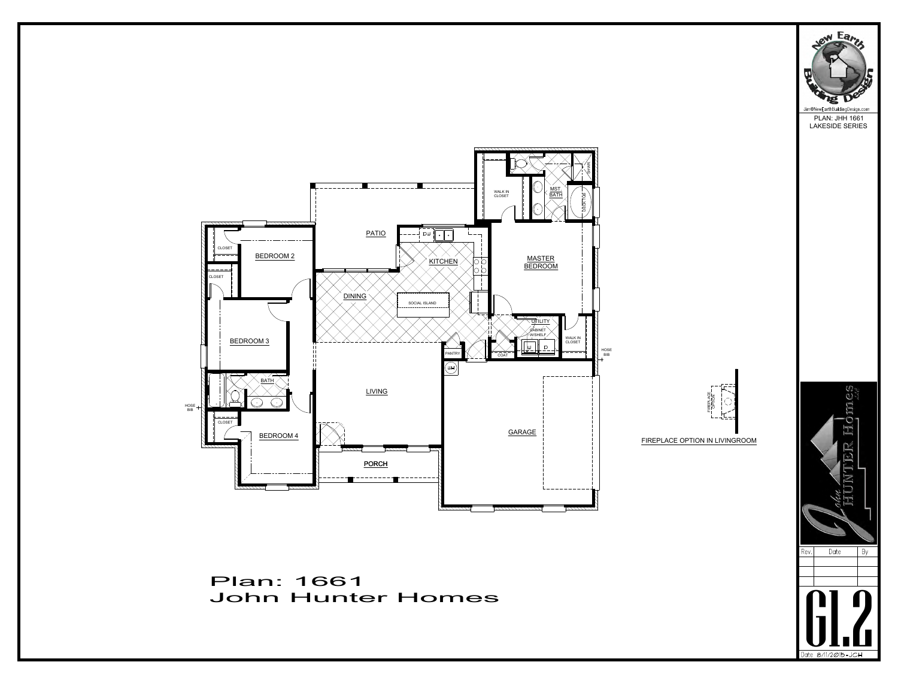# Plan: 1661
# John Hunter Homes

FIREPLACE OPTION IN LIVINGROOM

Jim@NewEarthBuildingDesign.com

PLAN: JHH 1661
LAKESIDE SERIES

| Rev. | Date | By |
|---|---|---|
| | | |
| | | |
| | | |

G1.2

Date 8/11/2015-JCH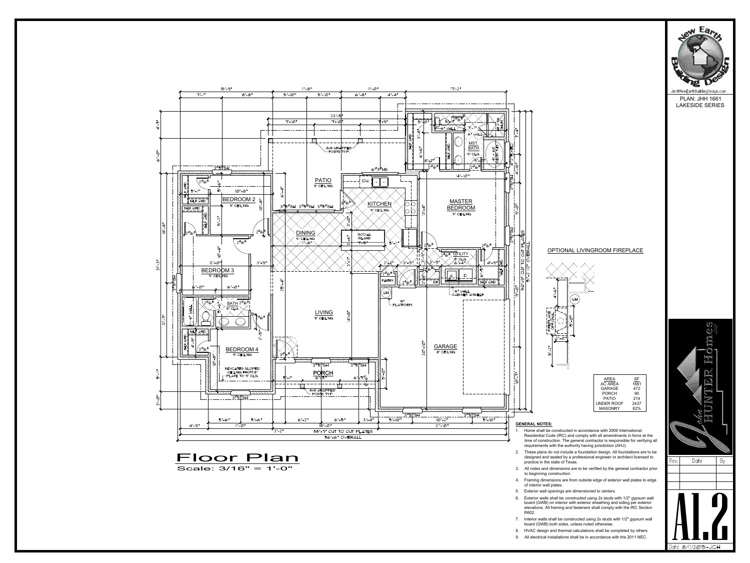# Floor Plan

Scale: 3/16" = 1'-0"

OPTIONAL LIVINGROOM FIREPLACE

| AREA | SF |
|---|---|
| AC AREA | 1661 |
| GARAGE | 472 |
| PORCH | 90 |
| PATIO | 214 |
| UNDER ROOF | 2437 |
| MASONRY | 82% |

**GENERAL NOTES:**

1. Home shall be constructed in accordance with 2009 International Residential Code (IRC) and comply with all amendments in force at the time of construction. The general contractor is responsible for verifying all requirements with the authority having jurisdiction (AHJ).
2. These plans do not include a foundation design. All foundations are to be designed and sealed by a professional engineer or architect licensed to practice in the state of Texas.
3. All notes and dimensions are to be verified by the general contractor prior to beginning construction.
4. Framing dimensions are from outside edge of exterior wall plates to edge of interior wall plates.
5. Exterior wall openings are dimensioned to centers.
6. Exterior walls shall be constructed using 2x studs with 1/2" gypsum wall board (GWB) on interior with exterior sheathing and siding per exterior elevations. All framing and fasteners shall comply with the IRC Section R602.
7. Interior walls shall be constructed using 2x studs with 1/2" gypsum wall board (GWB) both sides, unless noted otherwise.
8. HVAC design and thermal calculations shall be completed by others.
9. All electrical installations shall be in accordance with the 2011 NEC.

New Earth Building Design

Jim@NewEarthBuildingDesign.com

PLAN: JHH 1661
LAKESIDE SERIES

John Hunter Homes LLC

| Rev. | Date | By |
|---|---|---|
| | | |
| | | |
| | | |

A1.2

Date 8/11/2015-JCH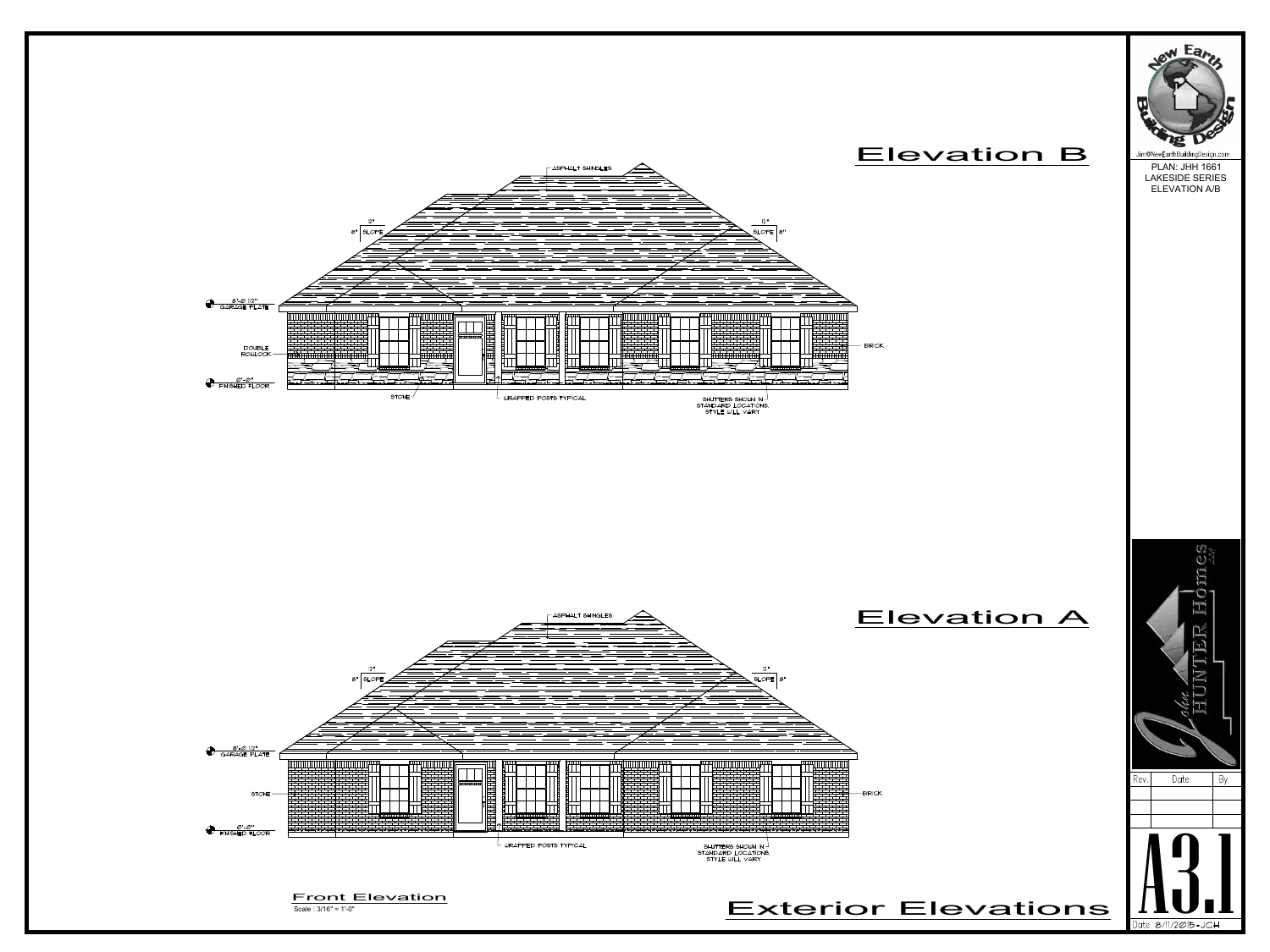## Elevation B

ASPHALT SHINGLES

12"
8" SLOPE

12"
SLOPE 8"

8'-0 1/2"
GARAGE PLATE

DOUBLE ROWLOCK

BRICK

0'-0"
FINISHED FLOOR

STONE

WRAPPED POSTS TYPICAL

SHUTTERS SHOWN IN STANDARD LOCATIONS. STYLE WILL VARY

## Elevation A

ASPHALT SHINGLES

12"
8" SLOPE

12"
SLOPE 8"

8'-0 1/2"
GARAGE PLATE

STONE

BRICK

0'-0"
FINISHED FLOOR

WRAPPED POSTS TYPICAL

SHUTTERS SHOWN IN STANDARD LOCATIONS. STYLE WILL VARY

Front Elevation
Scale : 3/16" = 1'-0"

## Exterior Elevations

New Earth Building Design
Jim@NewEarthBuildingDesign.com

PLAN: JHH 1661
LAKESIDE SERIES
ELEVATION A/B

John Hunter Homes LLC

| Rev. | Date | By |
|---|---|---|
| | | |
| | | |
| | | |

A3.1

Date 8/11/2015-JCH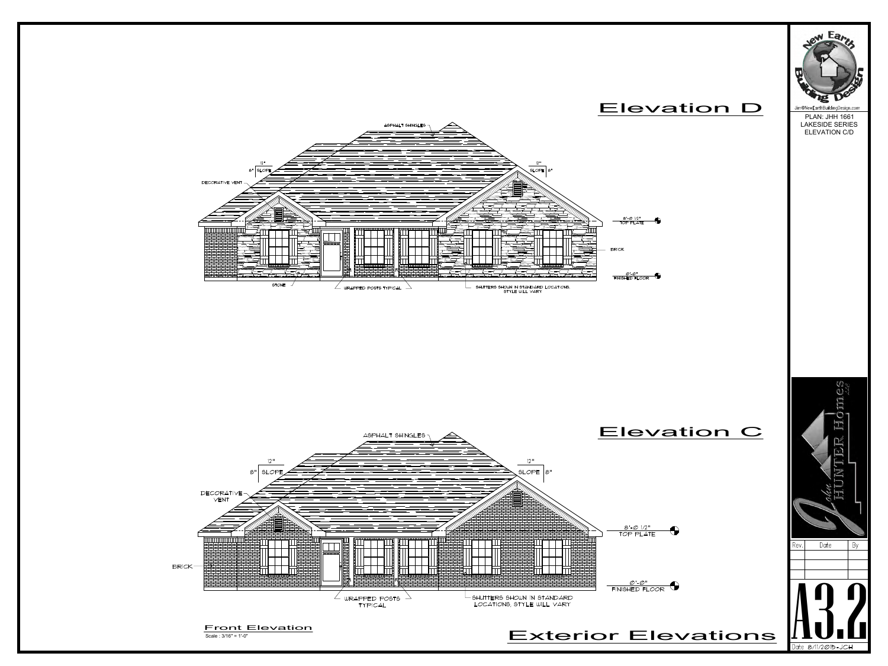## Elevation D

ASPHALT SHINGLES

12" / 8" SLOPE

12" / SLOPE 8"

DECORATIVE VENT

8'-0 1/2" TOP PLATE

BRICK

0'-0" FINISHED FLOOR

STONE

WRAPPED POSTS TYPICAL

SHUTTERS SHOWN IN STANDARD LOCATIONS, STYLE WILL VARY

## Elevation C

ASPHALT SHINGLES

12" / 8" SLOPE

12" / SLOPE 8"

DECORATIVE VENT

8'-0 1/2" TOP PLATE

BRICK

0'-0" FINISHED FLOOR

WRAPPED POSTS TYPICAL

SHUTTERS SHOWN IN STANDARD LOCATIONS, STYLE WILL VARY

**Front Elevation**

Scale : 3/16" = 1'-0"

## Exterior Elevations

New Earth Building Design

Jim@NewEarthBuildingDesign.com

PLAN: JHH 1661
LAKESIDE SERIES
ELEVATION C/D

John HUNTER Homes LLC

| Rev. | Date | By |
| --- | --- | --- |
| | | |
| | | |
| | | |

A3.2

Date 8/11/2015-JCH